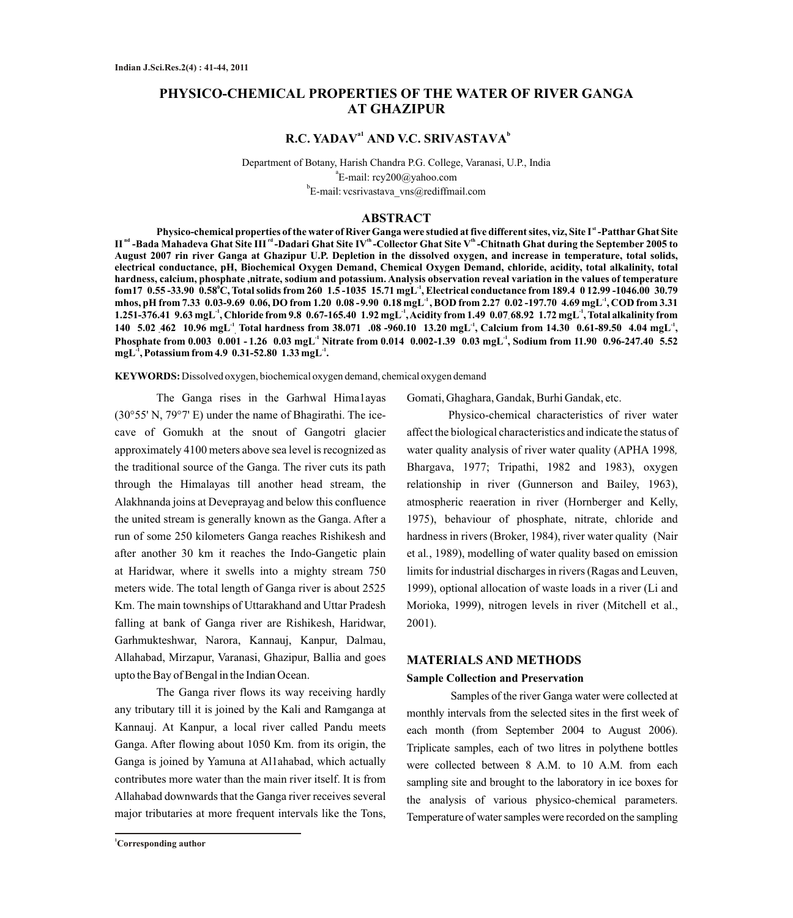# PHYSICO-CHEMICAL PROPERTIES OF THE WATER OF RIVER GANGA AT GHAZIPUR

## R.C. YADAV[a1] AND V.C. SRIVASTAVA[b]

Department of Botany, Harish Chandra P.G. College, Varanasi, U.P., India

[a]E-mail: rcy200@yahoo.com

[b]E-mail: vcsrivastava_vns@rediffmail.com

## ABSTRACT

**Physico-chemical properties of the water of River Ganga were studied at five different sites, viz, Site I[st] -Patthar Ghat Site II[nd] -Bada Mahadeva Ghat Site III[rd] -Dadari Ghat Site IV[th] -Collector Ghat Site V[th] -Chitnath Ghat during the September 2005 to August 2007 rin river Ganga at Ghazipur U.P. Depletion in the dissolved oxygen, and increase in temperature, total solids, electrical conductance, pH, Biochemical Oxygen Demand, Chemical Oxygen Demand, chloride, acidity, total alkalinity, total hardness, calcium, phosphate ,nitrate, sodium and potassium. Analysis observation reveal variation in the values of temperature fom17 0.55 -33.90 0.58$^0$C, Total solids from 260 1.5 -1035 15.71 mgL$^{-1}$, Electrical conductance from 189.4 0 12.99 -1046.00 30.79 mhos, pH from 7.33 0.03-9.69 0.06, DO from 1.20 0.08 -9.90 0.18 mgL$^{-1}$, BOD from 2.27 0.02 -197.70 4.69 mgL$^{-1}$, COD from 3.31 1.251-376.41 9.63 mgL$^{-1}$, Chloride from 9.8 0.67-165.40 1.92 mgL$^{-1}$, Acidity from 1.49 0.07 68.92 1.72 mgL$^{-1}$, Total alkalinity from 140 5.02 462 10.96 mgL$^{-1}$ Total hardness from 38.071 .08 -960.10 13.20 mgL$^{-1}$, Calcium from 14.30 0.61-89.50 4.04 mgL$^{-1}$, Phosphate from 0.003 0.001 - 1.26 0.03 mgL$^{-1}$ Nitrate from 0.014 0.002-1.39 0.03 mgL$^{-1}$, Sodium from 11.90 0.96-247.40 5.52 mgL$^{-1}$, Potassium from 4.9 0.31-52.80 1.33 mgL$^{-1}$.**

**KEYWORDS:** Dissolved oxygen, biochemical oxygen demand, chemical oxygen demand

The Ganga rises in the Garhwal Hima1ayas (30°55' N, 79°7' E) under the name of Bhagirathi. The ice-cave of Gomukh at the snout of Gangotri glacier approximately 4100 meters above sea level is recognized as the traditional source of the Ganga. The river cuts its path through the Himalayas till another head stream, the Alakhnanda joins at Deveprayag and below this confluence the united stream is generally known as the Ganga. After a run of some 250 kilometers Ganga reaches Rishikesh and after another 30 km it reaches the Indo-Gangetic plain at Haridwar, where it swells into a mighty stream 750 meters wide. The total length of Ganga river is about 2525 Km. The main townships of Uttarakhand and Uttar Pradesh falling at bank of Ganga river are Rishikesh, Haridwar, Garhmukteshwar, Narora, Kannauj, Kanpur, Dalmau, Allahabad, Mirzapur, Varanasi, Ghazipur, Ballia and goes upto the Bay of Bengal in the Indian Ocean.

The Ganga river flows its way receiving hardly any tributary till it is joined by the Kali and Ramganga at Kannauj. At Kanpur, a local river called Pandu meets Ganga. After flowing about 1050 Km. from its origin, the Ganga is joined by Yamuna at Al1ahabad, which actually contributes more water than the main river itself. It is from Allahabad downwards that the Ganga river receives several major tributaries at more frequent intervals like the Tons, Gomati, Ghaghara, Gandak, Burhi Gandak, etc.

Physico-chemical characteristics of river water affect the biological characteristics and indicate the status of water quality analysis of river water quality (APHA 1998, Bhargava, 1977; Tripathi, 1982 and 1983), oxygen relationship in river (Gunnerson and Bailey, 1963), atmospheric reaeration in river (Hornberger and Kelly, 1975), behaviour of phosphate, nitrate, chloride and hardness in rivers (Broker, 1984), river water quality (Nair et al., 1989), modelling of water quality based on emission limits for industrial discharges in rivers (Ragas and Leuven, 1999), optional allocation of waste loads in a river (Li and Morioka, 1999), nitrogen levels in river (Mitchell et al., 2001).

## MATERIALS AND METHODS

### Sample Collection and Preservation

Samples of the river Ganga water were collected at monthly intervals from the selected sites in the first week of each month (from September 2004 to August 2006). Triplicate samples, each of two litres in polythene bottles were collected between 8 A.M. to 10 A.M. from each sampling site and brought to the laboratory in ice boxes for the analysis of various physico-chemical parameters. Temperature of water samples were recorded on the sampling

[1]Corresponding author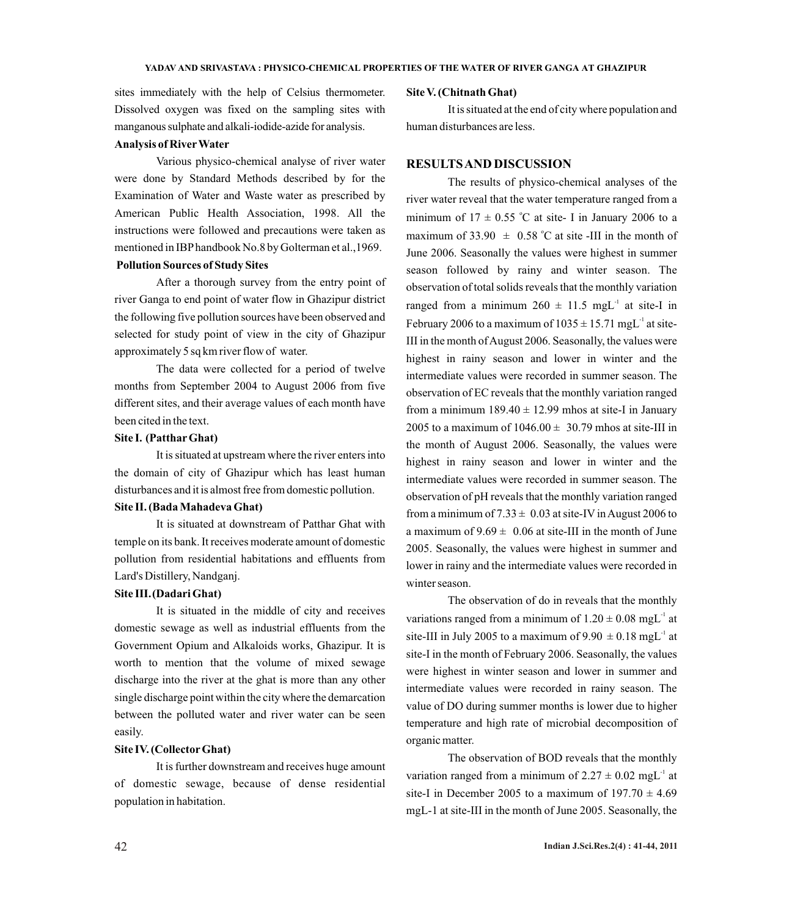sites immediately with the help of Celsius thermometer. Dissolved oxygen was fixed on the sampling sites with manganous sulphate and alkali-iodide-azide for analysis.

**Analysis of River Water**

Various physico-chemical analyse of river water were done by Standard Methods described by for the Examination of Water and Waste water as prescribed by American Public Health Association, 1998. All the instructions were followed and precautions were taken as mentioned in IBP handbook No.8 by Golterman et al.,1969.

**Pollution Sources of Study Sites**

After a thorough survey from the entry point of river Ganga to end point of water flow in Ghazipur district the following five pollution sources have been observed and selected for study point of view in the city of Ghazipur approximately 5 sq km river flow of water.

The data were collected for a period of twelve months from September 2004 to August 2006 from five different sites, and their average values of each month have been cited in the text.

**Site I. (Patthar Ghat)**

It is situated at upstream where the river enters into the domain of city of Ghazipur which has least human disturbances and it is almost free from domestic pollution.

**Site II. (Bada Mahadeva Ghat)**

It is situated at downstream of Patthar Ghat with temple on its bank. It receives moderate amount of domestic pollution from residential habitations and effluents from Lard's Distillery, Nandganj.

**Site III. (Dadari Ghat)**

It is situated in the middle of city and receives domestic sewage as well as industrial effluents from the Government Opium and Alkaloids works, Ghazipur. It is worth to mention that the volume of mixed sewage discharge into the river at the ghat is more than any other single discharge point within the city where the demarcation between the polluted water and river water can be seen easily.

**Site IV. (Collector Ghat)**

It is further downstream and receives huge amount of domestic sewage, because of dense residential population in habitation.

**Site V. (Chitnath Ghat)**

It is situated at the end of city where population and human disturbances are less.

## RESULTS AND DISCUSSION

The results of physico-chemical analyses of the river water reveal that the water temperature ranged from a minimum of $17 \pm 0.55$ °C at site- I in January 2006 to a maximum of $33.90 \pm 0.58$ °C at site -III in the month of June 2006. Seasonally the values were highest in summer season followed by rainy and winter season. The observation of total solids reveals that the monthly variation ranged from a minimum $260 \pm 11.5$ $mgL^{-1}$ at site-I in February 2006 to a maximum of $1035 \pm 15.71$ $mgL^{-1}$ at site-III in the month of August 2006. Seasonally, the values were highest in rainy season and lower in winter and the intermediate values were recorded in summer season. The observation of EC reveals that the monthly variation ranged from a minimum $189.40 \pm 12.99$ mhos at site-I in January 2005 to a maximum of $1046.00 \pm 30.79$ mhos at site-III in the month of August 2006. Seasonally, the values were highest in rainy season and lower in winter and the intermediate values were recorded in summer season. The observation of pH reveals that the monthly variation ranged from a minimum of $7.33 \pm 0.03$ at site-IV in August 2006 to a maximum of $9.69 \pm 0.06$ at site-III in the month of June 2005. Seasonally, the values were highest in summer and lower in rainy and the intermediate values were recorded in winter season.

The observation of do in reveals that the monthly variations ranged from a minimum of $1.20 \pm 0.08$ $mgL^{-1}$ at site-III in July 2005 to a maximum of $9.90 \pm 0.18$ $mgL^{-1}$ at site-I in the month of February 2006. Seasonally, the values were highest in winter season and lower in summer and intermediate values were recorded in rainy season. The value of DO during summer months is lower due to higher temperature and high rate of microbial decomposition of organic matter.

The observation of BOD reveals that the monthly variation ranged from a minimum of $2.27 \pm 0.02$ $mgL^{-1}$ at site-I in December 2005 to a maximum of $197.70 \pm 4.69$ mgL-1 at site-III in the month of June 2005. Seasonally, the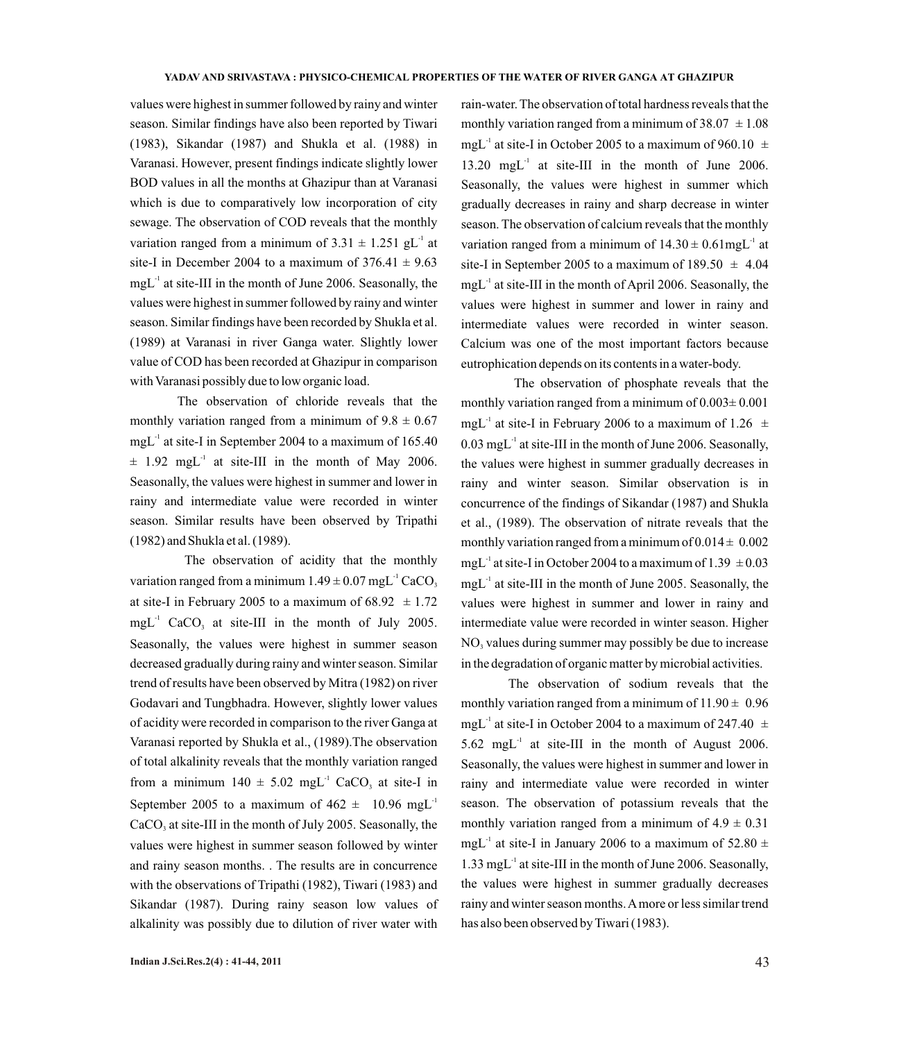values were highest in summer followed by rainy and winter season. Similar findings have also been reported by Tiwari (1983), Sikandar (1987) and Shukla et al. (1988) in Varanasi. However, present findings indicate slightly lower BOD values in all the months at Ghazipur than at Varanasi which is due to comparatively low incorporation of city sewage. The observation of COD reveals that the monthly variation ranged from a minimum of $3.31 \pm 1.251$ $gL^{-1}$ at site-I in December 2004 to a maximum of $376.41 \pm 9.63$ $mgL^{-1}$ at site-III in the month of June 2006. Seasonally, the values were highest in summer followed by rainy and winter season. Similar findings have been recorded by Shukla et al. (1989) at Varanasi in river Ganga water. Slightly lower value of COD has been recorded at Ghazipur in comparison with Varanasi possibly due to low organic load.

The observation of chloride reveals that the monthly variation ranged from a minimum of $9.8 \pm 0.67$ $mgL^{-1}$ at site-I in September 2004 to a maximum of $165.40 \pm 1.92$ $mgL^{-1}$ at site-III in the month of May 2006. Seasonally, the values were highest in summer and lower in rainy and intermediate value were recorded in winter season. Similar results have been observed by Tripathi (1982) and Shukla et al. (1989).

The observation of acidity that the monthly variation ranged from a minimum $1.49 \pm 0.07$ $mgL^{-1}$ $CaCO_3$ at site-I in February 2005 to a maximum of $68.92 \pm 1.72$ $mgL^{-1}$ $CaCO_3$ at site-III in the month of July 2005. Seasonally, the values were highest in summer season decreased gradually during rainy and winter season. Similar trend of results have been observed by Mitra (1982) on river Godavari and Tungbhadra. However, slightly lower values of acidity were recorded in comparison to the river Ganga at Varanasi reported by Shukla et al., (1989).The observation of total alkalinity reveals that the monthly variation ranged from a minimum $140 \pm 5.02$ $mgL^{-1}$ $CaCO_3$ at site-I in September 2005 to a maximum of $462 \pm 10.96$ $mgL^{-1}$ $CaCO_3$ at site-III in the month of July 2005. Seasonally, the values were highest in summer season followed by winter and rainy season months. . The results are in concurrence with the observations of Tripathi (1982), Tiwari (1983) and Sikandar (1987). During rainy season low values of alkalinity was possibly due to dilution of river water with rain-water. The observation of total hardness reveals that the monthly variation ranged from a minimum of $38.07 \pm 1.08$ $mgL^{-1}$ at site-I in October 2005 to a maximum of $960.10 \pm 13.20$ $mgL^{-1}$ at site-III in the month of June 2006. Seasonally, the values were highest in summer which gradually decreases in rainy and sharp decrease in winter season. The observation of calcium reveals that the monthly variation ranged from a minimum of $14.30 \pm 0.61$$mgL^{-1}$ at site-I in September 2005 to a maximum of $189.50 \pm 4.04$ $mgL^{-1}$ at site-III in the month of April 2006. Seasonally, the values were highest in summer and lower in rainy and intermediate values were recorded in winter season. Calcium was one of the most important factors because eutrophication depends on its contents in a water-body.

The observation of phosphate reveals that the monthly variation ranged from a minimum of $0.003 \pm 0.001$ $mgL^{-1}$ at site-I in February 2006 to a maximum of $1.26 \pm 0.03$ $mgL^{-1}$ at site-III in the month of June 2006. Seasonally, the values were highest in summer gradually decreases in rainy and winter season. Similar observation is in concurrence of the findings of Sikandar (1987) and Shukla et al., (1989). The observation of nitrate reveals that the monthly variation ranged from a minimum of $0.014 \pm 0.002$ $mgL^{-1}$ at site-I in October 2004 to a maximum of $1.39 \pm 0.03$ $mgL^{-1}$ at site-III in the month of June 2005. Seasonally, the values were highest in summer and lower in rainy and intermediate value were recorded in winter season. Higher $NO_3$ values during summer may possibly be due to increase in the degradation of organic matter by microbial activities.

The observation of sodium reveals that the monthly variation ranged from a minimum of $11.90 \pm 0.96$ $mgL^{-1}$ at site-I in October 2004 to a maximum of $247.40 \pm 5.62$ $mgL^{-1}$ at site-III in the month of August 2006. Seasonally, the values were highest in summer and lower in rainy and intermediate value were recorded in winter season. The observation of potassium reveals that the monthly variation ranged from a minimum of $4.9 \pm 0.31$ $mgL^{-1}$ at site-I in January 2006 to a maximum of $52.80 \pm 1.33$ $mgL^{-1}$ at site-III in the month of June 2006. Seasonally, the values were highest in summer gradually decreases rainy and winter season months. A more or less similar trend has also been observed by Tiwari (1983).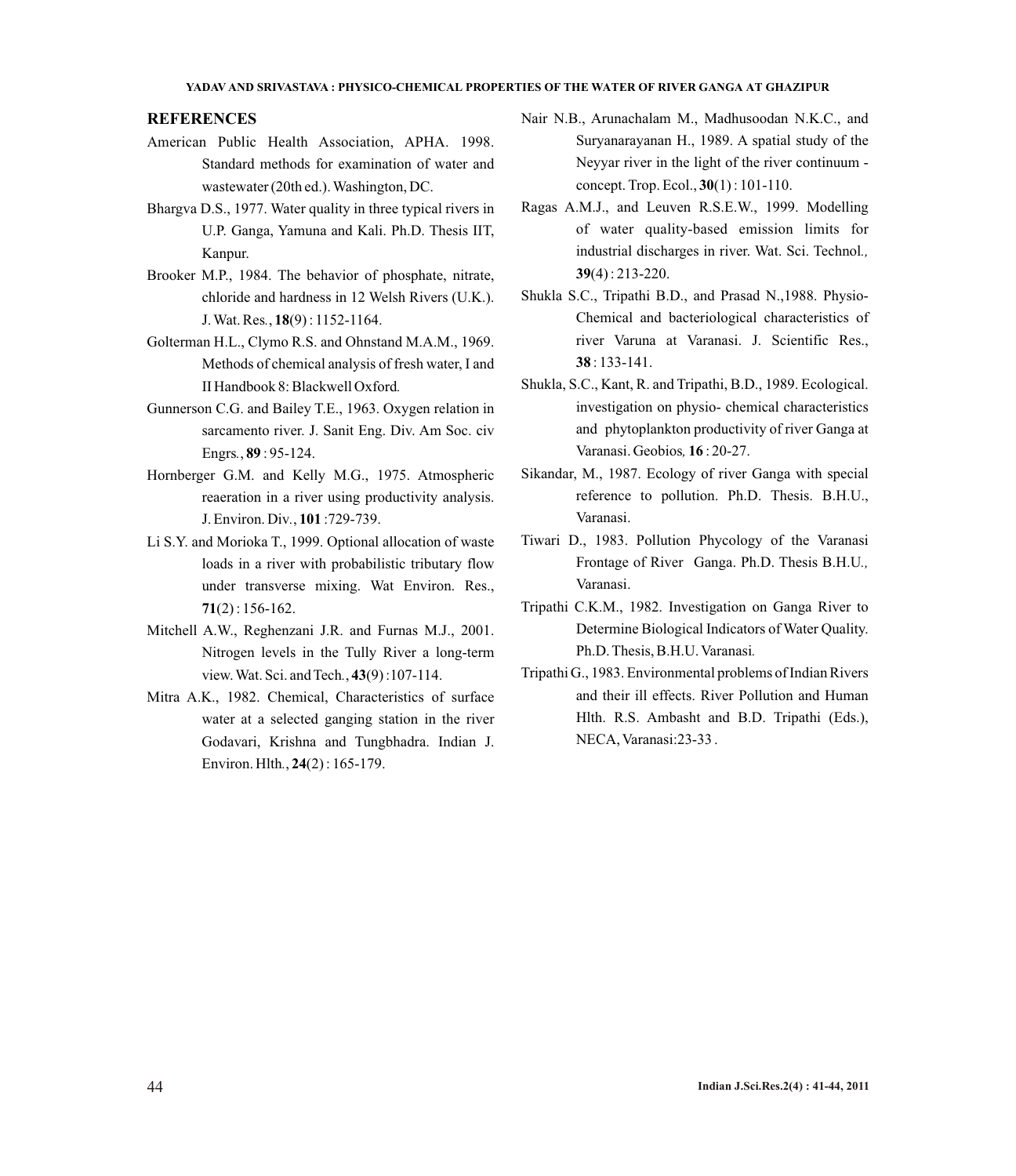## REFERENCES

American Public Health Association, APHA. 1998. Standard methods for examination of water and wastewater (20th ed.). Washington, DC.

Bhargva D.S., 1977. Water quality in three typical rivers in U.P. Ganga, Yamuna and Kali. Ph.D. Thesis IIT, Kanpur.

Brooker M.P., 1984. The behavior of phosphate, nitrate, chloride and hardness in 12 Welsh Rivers (U.K.). J. Wat. Res., **18**(9) : 1152-1164.

Golterman H.L., Clymo R.S. and Ohnstand M.A.M., 1969. Methods of chemical analysis of fresh water, I and II Handbook 8: Blackwell Oxford.

Gunnerson C.G. and Bailey T.E., 1963. Oxygen relation in sarcamento river. J. Sanit Eng. Div. Am Soc. civ Engrs., **89** : 95-124.

Hornberger G.M. and Kelly M.G., 1975. Atmospheric reaeration in a river using productivity analysis. J. Environ. Div., **101** :729-739.

Li S.Y. and Morioka T., 1999. Optional allocation of waste loads in a river with probabilistic tributary flow under transverse mixing. Wat Environ. Res., **71**(2) : 156-162.

Mitchell A.W., Reghenzani J.R. and Furnas M.J., 2001. Nitrogen levels in the Tully River a long-term view. Wat. Sci. and Tech., **43**(9) :107-114.

Mitra A.K., 1982. Chemical, Characteristics of surface water at a selected ganging station in the river Godavari, Krishna and Tungbhadra. Indian J. Environ. Hlth., **24**(2) : 165-179.

Nair N.B., Arunachalam M., Madhusoodan N.K.C., and Suryanarayanan H., 1989. A spatial study of the Neyyar river in the light of the river continuum - concept. Trop. Ecol., **30**(1) : 101-110.

Ragas A.M.J., and Leuven R.S.E.W., 1999. Modelling of water quality-based emission limits for industrial discharges in river. Wat. Sci. Technol., **39**(4) : 213-220.

Shukla S.C., Tripathi B.D., and Prasad N.,1988. Physio-Chemical and bacteriological characteristics of river Varuna at Varanasi. J. Scientific Res., **38** : 133-141.

Shukla, S.C., Kant, R. and Tripathi, B.D., 1989. Ecological. investigation on physio- chemical characteristics and phytoplankton productivity of river Ganga at Varanasi. Geobios, **16** : 20-27.

Sikandar, M., 1987. Ecology of river Ganga with special reference to pollution. Ph.D. Thesis. B.H.U., Varanasi.

Tiwari D., 1983. Pollution Phycology of the Varanasi Frontage of River Ganga. Ph.D. Thesis B.H.U., Varanasi.

Tripathi C.K.M., 1982. Investigation on Ganga River to Determine Biological Indicators of Water Quality. Ph.D. Thesis, B.H.U. Varanasi.

Tripathi G., 1983. Environmental problems of Indian Rivers and their ill effects. River Pollution and Human Hlth. R.S. Ambasht and B.D. Tripathi (Eds.), NECA, Varanasi:23-33 .